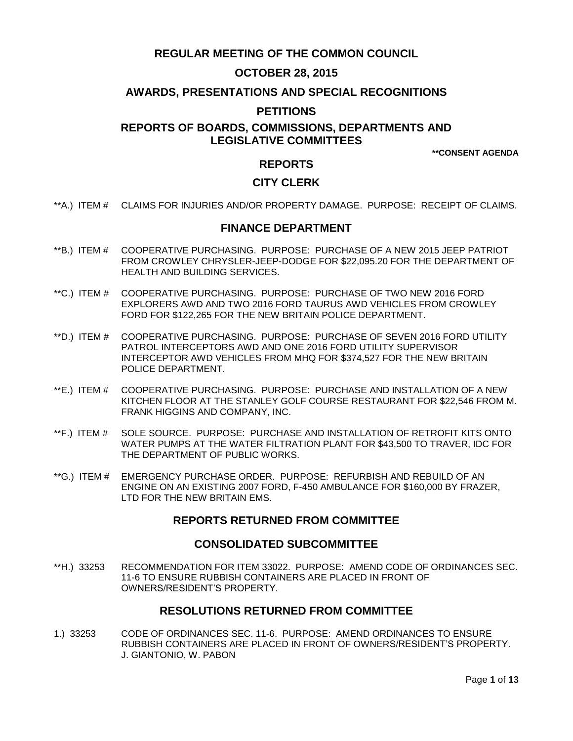# REGULAR MEETING OF THE COMMON COUNCIL

## OCTOBER 28, 2015

## AWARDS, PRESENTATIONS AND SPECIAL RECOGNITIONS

## PETITIONS

## REPORTS OF BOARDS, COMMISSIONS, DEPARTMENTS AND LEGISLATIVE COMMITTEES

**\*\*CONSENT AGENDA**

## REPORTS

### CITY CLERK

\*\*A.) ITEM # CLAIMS FOR INJURIES AND/OR PROPERTY DAMAGE. PURPOSE: RECEIPT OF CLAIMS.

### FINANCE DEPARTMENT

\*\*B.) ITEM # COOPERATIVE PURCHASING. PURPOSE: PURCHASE OF A NEW 2015 JEEP PATRIOT FROM CROWLEY CHRYSLER-JEEP-DODGE FOR $22,095.20 FOR THE DEPARTMENT OF HEALTH AND BUILDING SERVICES.

\*\*C.) ITEM # COOPERATIVE PURCHASING. PURPOSE: PURCHASE OF TWO NEW 2016 FORD EXPLORERS AWD AND TWO 2016 FORD TAURUS AWD VEHICLES FROM CROWLEY FORD FOR $122,265 FOR THE NEW BRITAIN POLICE DEPARTMENT.

\*\*D.) ITEM # COOPERATIVE PURCHASING. PURPOSE: PURCHASE OF SEVEN 2016 FORD UTILITY PATROL INTERCEPTORS AWD AND ONE 2016 FORD UTILITY SUPERVISOR INTERCEPTOR AWD VEHICLES FROM MHQ FOR $374,527 FOR THE NEW BRITAIN POLICE DEPARTMENT.

\*\*E.) ITEM # COOPERATIVE PURCHASING. PURPOSE: PURCHASE AND INSTALLATION OF A NEW KITCHEN FLOOR AT THE STANLEY GOLF COURSE RESTAURANT FOR $22,546 FROM M. FRANK HIGGINS AND COMPANY, INC.

\*\*F.) ITEM # SOLE SOURCE. PURPOSE: PURCHASE AND INSTALLATION OF RETROFIT KITS ONTO WATER PUMPS AT THE WATER FILTRATION PLANT FOR $43,500 TO TRAVER, IDC FOR THE DEPARTMENT OF PUBLIC WORKS.

\*\*G.) ITEM # EMERGENCY PURCHASE ORDER. PURPOSE: REFURBISH AND REBUILD OF AN ENGINE ON AN EXISTING 2007 FORD, F-450 AMBULANCE FOR $160,000 BY FRAZER, LTD FOR THE NEW BRITAIN EMS.

## REPORTS RETURNED FROM COMMITTEE

### CONSOLIDATED SUBCOMMITTEE

\*\*H.) 33253 RECOMMENDATION FOR ITEM 33022. PURPOSE: AMEND CODE OF ORDINANCES SEC. 11-6 TO ENSURE RUBBISH CONTAINERS ARE PLACED IN FRONT OF OWNERS/RESIDENT'S PROPERTY.

## RESOLUTIONS RETURNED FROM COMMITTEE

1.) 33253 CODE OF ORDINANCES SEC. 11-6. PURPOSE: AMEND ORDINANCES TO ENSURE RUBBISH CONTAINERS ARE PLACED IN FRONT OF OWNERS/RESIDENT'S PROPERTY. J. GIANTONIO, W. PABON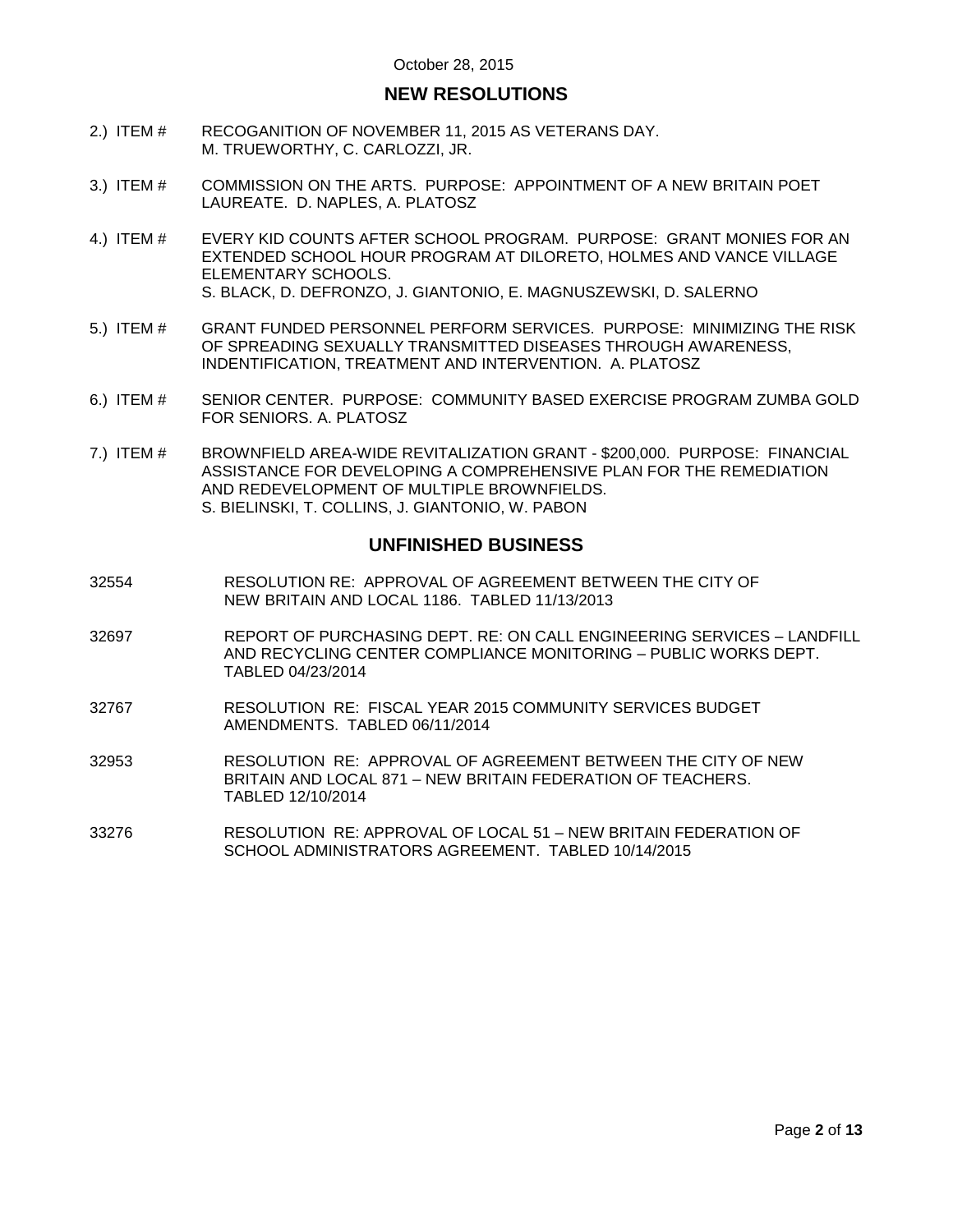October 28, 2015

## NEW RESOLUTIONS

2.) ITEM # RECOGANITION OF NOVEMBER 11, 2015 AS VETERANS DAY.
M. TRUEWORTHY, C. CARLOZZI, JR.

3.) ITEM # COMMISSION ON THE ARTS. PURPOSE: APPOINTMENT OF A NEW BRITAIN POET LAUREATE. D. NAPLES, A. PLATOSZ

4.) ITEM # EVERY KID COUNTS AFTER SCHOOL PROGRAM. PURPOSE: GRANT MONIES FOR AN EXTENDED SCHOOL HOUR PROGRAM AT DILORETO, HOLMES AND VANCE VILLAGE ELEMENTARY SCHOOLS.
S. BLACK, D. DEFRONZO, J. GIANTONIO, E. MAGNUSZEWSKI, D. SALERNO

5.) ITEM # GRANT FUNDED PERSONNEL PERFORM SERVICES. PURPOSE: MINIMIZING THE RISK OF SPREADING SEXUALLY TRANSMITTED DISEASES THROUGH AWARENESS, INDENTIFICATION, TREATMENT AND INTERVENTION. A. PLATOSZ

6.) ITEM # SENIOR CENTER. PURPOSE: COMMUNITY BASED EXERCISE PROGRAM ZUMBA GOLD FOR SENIORS. A. PLATOSZ

7.) ITEM # BROWNFIELD AREA-WIDE REVITALIZATION GRANT - $200,000. PURPOSE: FINANCIAL ASSISTANCE FOR DEVELOPING A COMPREHENSIVE PLAN FOR THE REMEDIATION AND REDEVELOPMENT OF MULTIPLE BROWNFIELDS.
S. BIELINSKI, T. COLLINS, J. GIANTONIO, W. PABON

## UNFINISHED BUSINESS

32554 RESOLUTION RE: APPROVAL OF AGREEMENT BETWEEN THE CITY OF NEW BRITAIN AND LOCAL 1186. TABLED 11/13/2013

32697 REPORT OF PURCHASING DEPT. RE: ON CALL ENGINEERING SERVICES – LANDFILL AND RECYCLING CENTER COMPLIANCE MONITORING – PUBLIC WORKS DEPT. TABLED 04/23/2014

32767 RESOLUTION RE: FISCAL YEAR 2015 COMMUNITY SERVICES BUDGET AMENDMENTS. TABLED 06/11/2014

32953 RESOLUTION RE: APPROVAL OF AGREEMENT BETWEEN THE CITY OF NEW BRITAIN AND LOCAL 871 – NEW BRITAIN FEDERATION OF TEACHERS. TABLED 12/10/2014

33276 RESOLUTION RE: APPROVAL OF LOCAL 51 – NEW BRITAIN FEDERATION OF SCHOOL ADMINISTRATORS AGREEMENT. TABLED 10/14/2015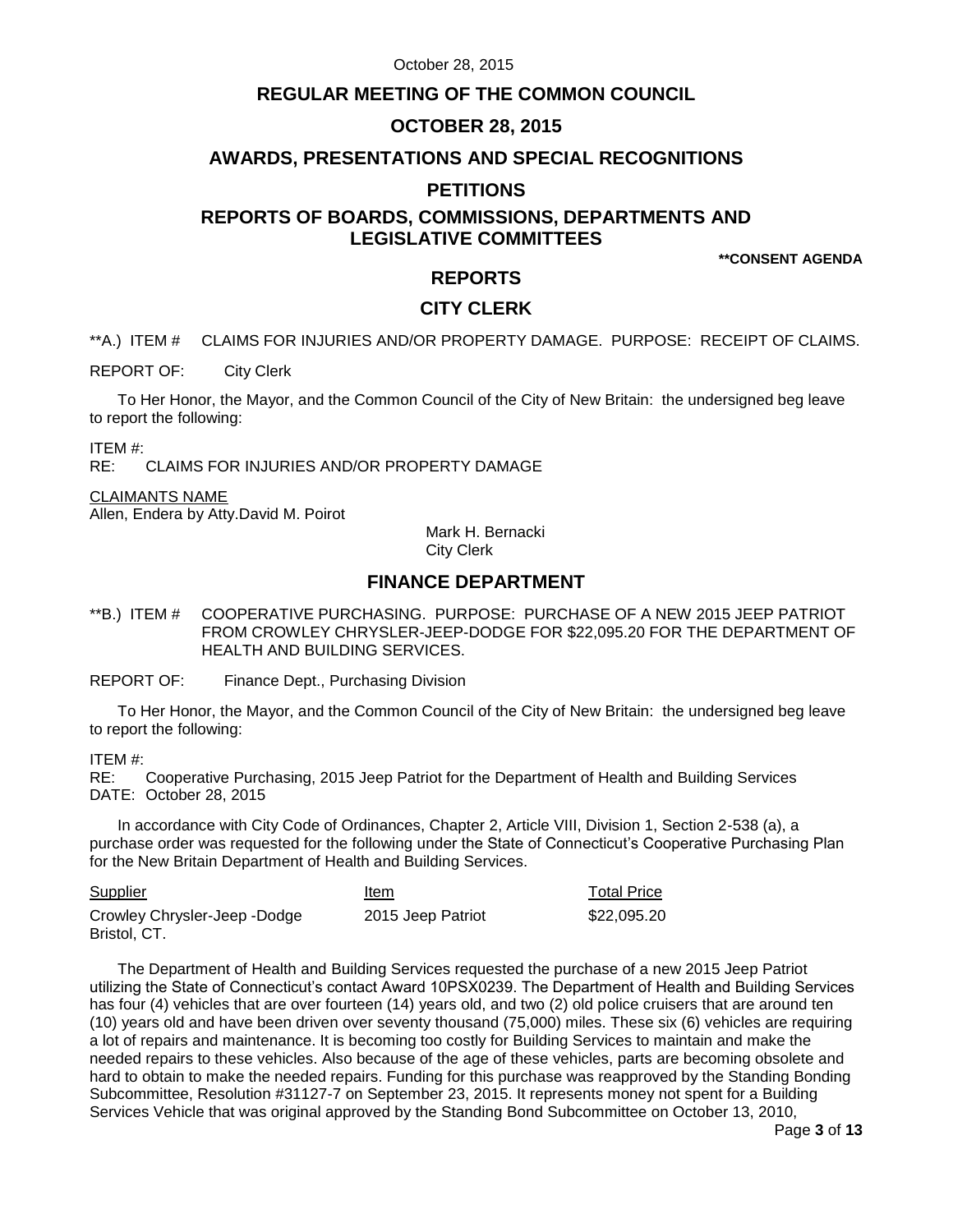# REGULAR MEETING OF THE COMMON COUNCIL

## OCTOBER 28, 2015

## AWARDS, PRESENTATIONS AND SPECIAL RECOGNITIONS

## PETITIONS

## REPORTS OF BOARDS, COMMISSIONS, DEPARTMENTS AND LEGISLATIVE COMMITTEES

**\*\*CONSENT AGENDA**

## REPORTS

## CITY CLERK

**A.) ITEM #    CLAIMS FOR INJURIES AND/OR PROPERTY DAMAGE. PURPOSE: RECEIPT OF CLAIMS.

REPORT OF:    City Clerk

To Her Honor, the Mayor, and the Common Council of the City of New Britain: the undersigned beg leave to report the following:

ITEM #:
RE:    CLAIMS FOR INJURIES AND/OR PROPERTY DAMAGE

<u>CLAIMANTS NAME</u>
Allen, Endera by Atty.David M. Poirot

Mark H. Bernacki
City Clerk

## FINANCE DEPARTMENT

**B.) ITEM #    COOPERATIVE PURCHASING. PURPOSE: PURCHASE OF A NEW 2015 JEEP PATRIOT FROM CROWLEY CHRYSLER-JEEP-DODGE FOR $22,095.20 FOR THE DEPARTMENT OF HEALTH AND BUILDING SERVICES.

REPORT OF:    Finance Dept., Purchasing Division

To Her Honor, the Mayor, and the Common Council of the City of New Britain: the undersigned beg leave to report the following:

ITEM #:
RE:    Cooperative Purchasing, 2015 Jeep Patriot for the Department of Health and Building Services
DATE:  October 28, 2015

In accordance with City Code of Ordinances, Chapter 2, Article VIII, Division 1, Section 2-538 (a), a purchase order was requested for the following under the State of Connecticut's Cooperative Purchasing Plan for the New Britain Department of Health and Building Services.

| Supplier | Item | Total Price |
|---|---|---|
| Crowley Chrysler-Jeep -Dodge Bristol, CT. | 2015 Jeep Patriot | $22,095.20 |

The Department of Health and Building Services requested the purchase of a new 2015 Jeep Patriot utilizing the State of Connecticut's contact Award 10PSX0239. The Department of Health and Building Services has four (4) vehicles that are over fourteen (14) years old, and two (2) old police cruisers that are around ten (10) years old and have been driven over seventy thousand (75,000) miles. These six (6) vehicles are requiring a lot of repairs and maintenance. It is becoming too costly for Building Services to maintain and make the needed repairs to these vehicles. Also because of the age of these vehicles, parts are becoming obsolete and hard to obtain to make the needed repairs. Funding for this purchase was reapproved by the Standing Bonding Subcommittee, Resolution #31127-7 on September 23, 2015. It represents money not spent for a Building Services Vehicle that was original approved by the Standing Bond Subcommittee on October 13, 2010,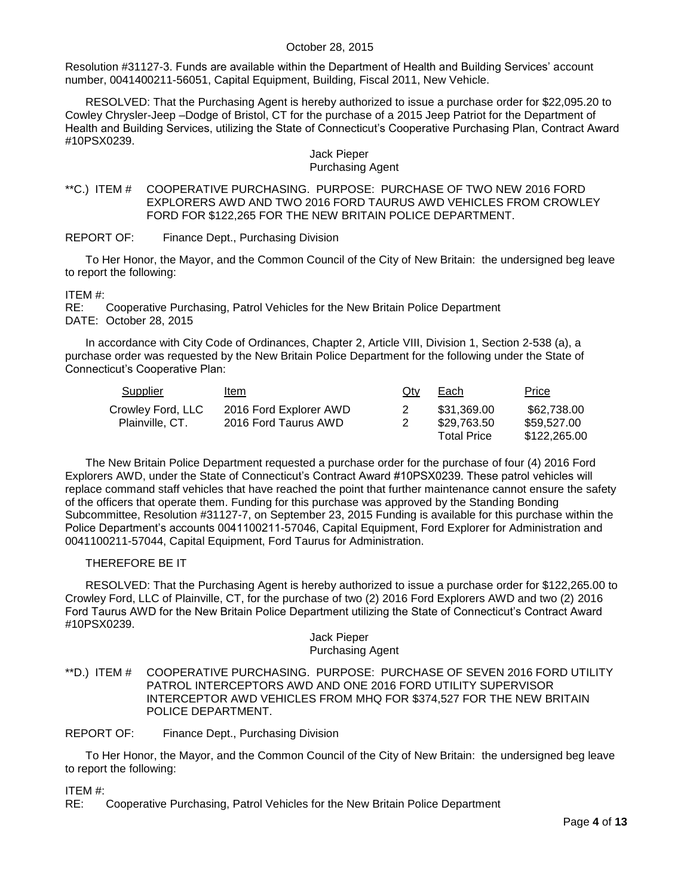Resolution #31127-3. Funds are available within the Department of Health and Building Services' account number, 0041400211-56051, Capital Equipment, Building, Fiscal 2011, New Vehicle.

RESOLVED: That the Purchasing Agent is hereby authorized to issue a purchase order for $22,095.20 to Cowley Chrysler-Jeep –Dodge of Bristol, CT for the purchase of a 2015 Jeep Patriot for the Department of Health and Building Services, utilizing the State of Connecticut's Cooperative Purchasing Plan, Contract Award #10PSX0239.

Jack Pieper
Purchasing Agent

**C.) ITEM # COOPERATIVE PURCHASING. PURPOSE: PURCHASE OF TWO NEW 2016 FORD EXPLORERS AWD AND TWO 2016 FORD TAURUS AWD VEHICLES FROM CROWLEY FORD FOR $122,265 FOR THE NEW BRITAIN POLICE DEPARTMENT.

REPORT OF: Finance Dept., Purchasing Division

To Her Honor, the Mayor, and the Common Council of the City of New Britain: the undersigned beg leave to report the following:

ITEM #:
RE: Cooperative Purchasing, Patrol Vehicles for the New Britain Police Department
DATE: October 28, 2015

In accordance with City Code of Ordinances, Chapter 2, Article VIII, Division 1, Section 2-538 (a), a purchase order was requested by the New Britain Police Department for the following under the State of Connecticut's Cooperative Plan:

| Supplier | Item | Qty | Each | Price |
|---|---|---|---|---|
| Crowley Ford, LLC | 2016 Ford Explorer AWD | 2 | $31,369.00 | $62,738.00 |
| Plainville, CT. | 2016 Ford Taurus AWD | 2 | $29,763.50 | $59,527.00 |
| | | | Total Price | $122,265.00 |

The New Britain Police Department requested a purchase order for the purchase of four (4) 2016 Ford Explorers AWD, under the State of Connecticut's Contract Award #10PSX0239. These patrol vehicles will replace command staff vehicles that have reached the point that further maintenance cannot ensure the safety of the officers that operate them. Funding for this purchase was approved by the Standing Bonding Subcommittee, Resolution #31127-7, on September 23, 2015 Funding is available for this purchase within the Police Department's accounts 0041100211-57046, Capital Equipment, Ford Explorer for Administration and 0041100211-57044, Capital Equipment, Ford Taurus for Administration.

THEREFORE BE IT

RESOLVED: That the Purchasing Agent is hereby authorized to issue a purchase order for $122,265.00 to Crowley Ford, LLC of Plainville, CT, for the purchase of two (2) 2016 Ford Explorers AWD and two (2) 2016 Ford Taurus AWD for the New Britain Police Department utilizing the State of Connecticut's Contract Award #10PSX0239.

Jack Pieper
Purchasing Agent

**D.) ITEM # COOPERATIVE PURCHASING. PURPOSE: PURCHASE OF SEVEN 2016 FORD UTILITY PATROL INTERCEPTORS AWD AND ONE 2016 FORD UTILITY SUPERVISOR INTERCEPTOR AWD VEHICLES FROM MHQ FOR $374,527 FOR THE NEW BRITAIN POLICE DEPARTMENT.

REPORT OF: Finance Dept., Purchasing Division

To Her Honor, the Mayor, and the Common Council of the City of New Britain: the undersigned beg leave to report the following:

ITEM #:
RE: Cooperative Purchasing, Patrol Vehicles for the New Britain Police Department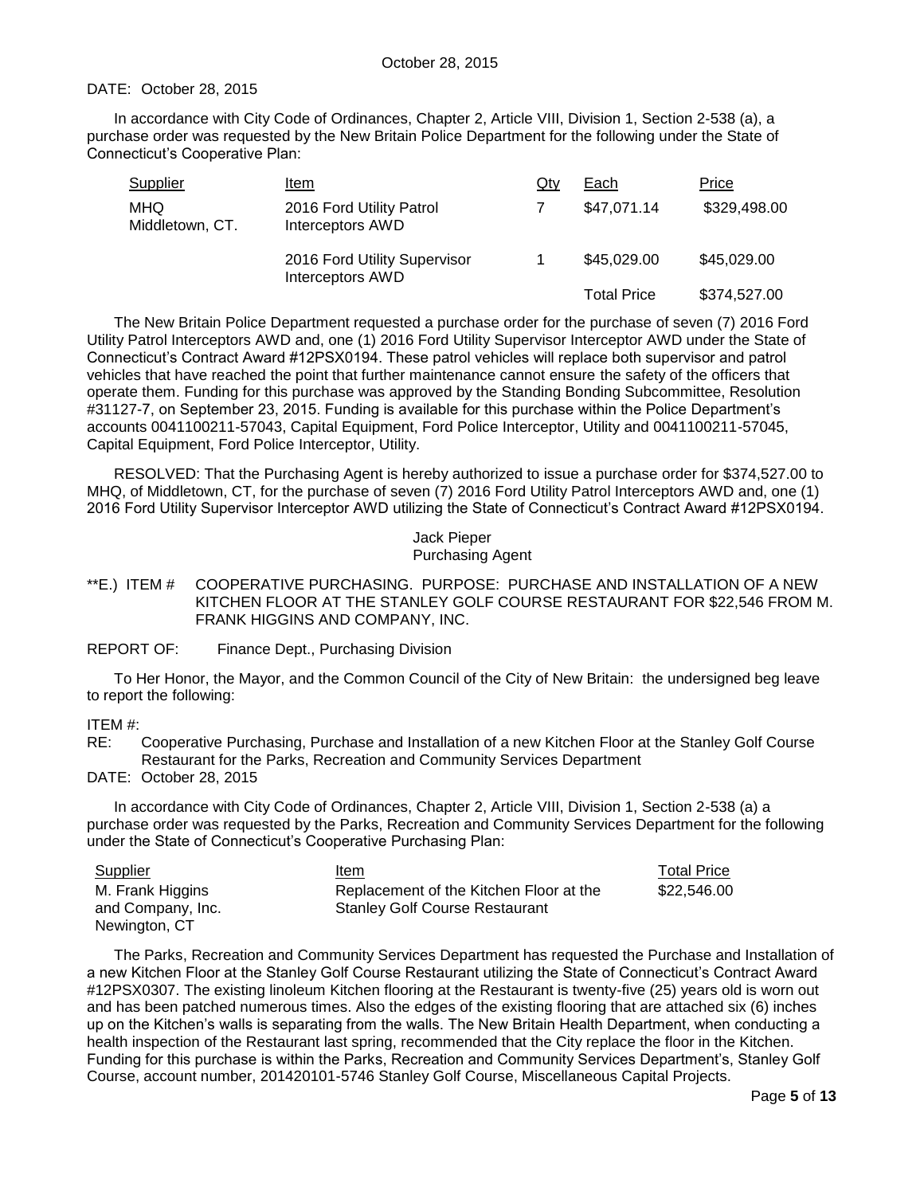DATE: October 28, 2015

In accordance with City Code of Ordinances, Chapter 2, Article VIII, Division 1, Section 2-538 (a), a purchase order was requested by the New Britain Police Department for the following under the State of Connecticut's Cooperative Plan:

| Supplier | Item | Qty | Each | Price |
|---|---|---|---|---|
| MHQ Middletown, CT. | 2016 Ford Utility Patrol Interceptors AWD | 7 | $47,071.14 | $329,498.00 |
| | 2016 Ford Utility Supervisor Interceptors AWD | 1 | $45,029.00 | $45,029.00 |
| | | | Total Price | $374,527.00 |

The New Britain Police Department requested a purchase order for the purchase of seven (7) 2016 Ford Utility Patrol Interceptors AWD and, one (1) 2016 Ford Utility Supervisor Interceptor AWD under the State of Connecticut's Contract Award #12PSX0194. These patrol vehicles will replace both supervisor and patrol vehicles that have reached the point that further maintenance cannot ensure the safety of the officers that operate them. Funding for this purchase was approved by the Standing Bonding Subcommittee, Resolution #31127-7, on September 23, 2015. Funding is available for this purchase within the Police Department's accounts 0041100211-57043, Capital Equipment, Ford Police Interceptor, Utility and 0041100211-57045, Capital Equipment, Ford Police Interceptor, Utility.

RESOLVED: That the Purchasing Agent is hereby authorized to issue a purchase order for $374,527.00 to MHQ, of Middletown, CT, for the purchase of seven (7) 2016 Ford Utility Patrol Interceptors AWD and, one (1) 2016 Ford Utility Supervisor Interceptor AWD utilizing the State of Connecticut's Contract Award #12PSX0194.

Jack Pieper
Purchasing Agent

**E.) ITEM # COOPERATIVE PURCHASING. PURPOSE: PURCHASE AND INSTALLATION OF A NEW KITCHEN FLOOR AT THE STANLEY GOLF COURSE RESTAURANT FOR $22,546 FROM M. FRANK HIGGINS AND COMPANY, INC.

REPORT OF: Finance Dept., Purchasing Division

To Her Honor, the Mayor, and the Common Council of the City of New Britain: the undersigned beg leave to report the following:

ITEM #:
RE: Cooperative Purchasing, Purchase and Installation of a new Kitchen Floor at the Stanley Golf Course Restaurant for the Parks, Recreation and Community Services Department
DATE: October 28, 2015

In accordance with City Code of Ordinances, Chapter 2, Article VIII, Division 1, Section 2-538 (a) a purchase order was requested by the Parks, Recreation and Community Services Department for the following under the State of Connecticut's Cooperative Purchasing Plan:

| Supplier | Item | Total Price |
|---|---|---|
| M. Frank Higgins and Company, Inc. Newington, CT | Replacement of the Kitchen Floor at the Stanley Golf Course Restaurant | $22,546.00 |

The Parks, Recreation and Community Services Department has requested the Purchase and Installation of a new Kitchen Floor at the Stanley Golf Course Restaurant utilizing the State of Connecticut's Contract Award #12PSX0307. The existing linoleum Kitchen flooring at the Restaurant is twenty-five (25) years old is worn out and has been patched numerous times. Also the edges of the existing flooring that are attached six (6) inches up on the Kitchen's walls is separating from the walls. The New Britain Health Department, when conducting a health inspection of the Restaurant last spring, recommended that the City replace the floor in the Kitchen. Funding for this purchase is within the Parks, Recreation and Community Services Department's, Stanley Golf Course, account number, 201420101-5746 Stanley Golf Course, Miscellaneous Capital Projects.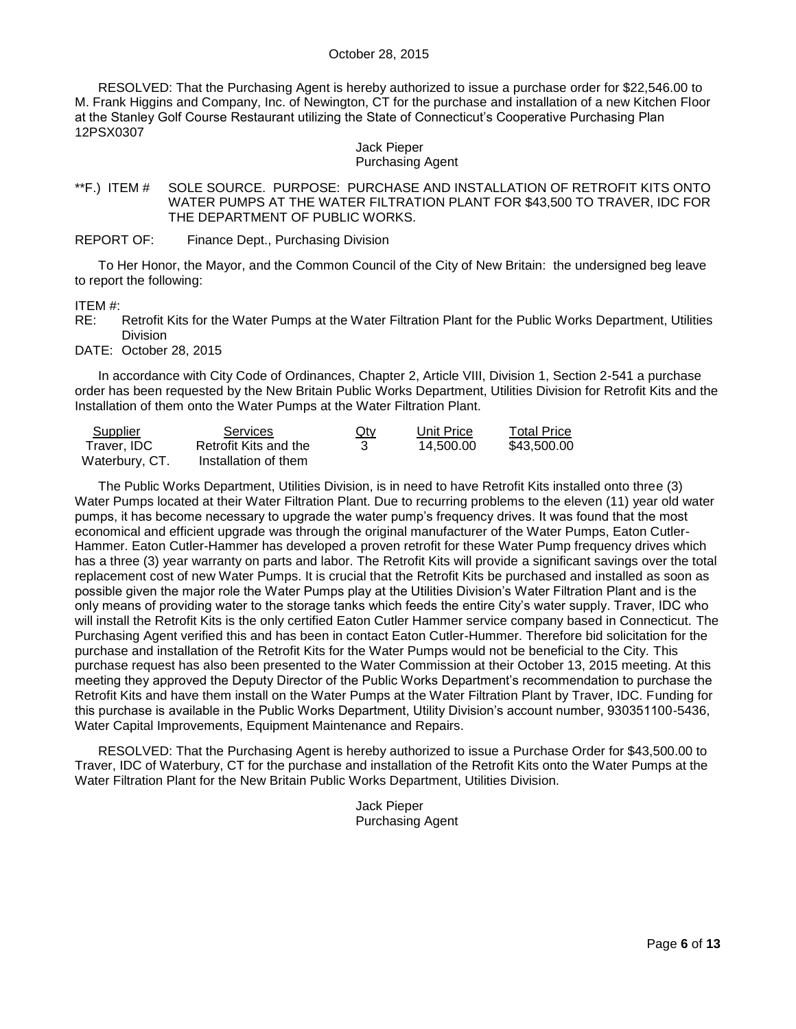RESOLVED: That the Purchasing Agent is hereby authorized to issue a purchase order for $22,546.00 to M. Frank Higgins and Company, Inc. of Newington, CT for the purchase and installation of a new Kitchen Floor at the Stanley Golf Course Restaurant utilizing the State of Connecticut's Cooperative Purchasing Plan 12PSX0307

Jack Pieper
Purchasing Agent

**F.) ITEM # SOLE SOURCE. PURPOSE: PURCHASE AND INSTALLATION OF RETROFIT KITS ONTO WATER PUMPS AT THE WATER FILTRATION PLANT FOR $43,500 TO TRAVER, IDC FOR THE DEPARTMENT OF PUBLIC WORKS.

REPORT OF: Finance Dept., Purchasing Division

To Her Honor, the Mayor, and the Common Council of the City of New Britain: the undersigned beg leave to report the following:

ITEM #:
RE: Retrofit Kits for the Water Pumps at the Water Filtration Plant for the Public Works Department, Utilities Division
DATE: October 28, 2015

In accordance with City Code of Ordinances, Chapter 2, Article VIII, Division 1, Section 2-541 a purchase order has been requested by the New Britain Public Works Department, Utilities Division for Retrofit Kits and the Installation of them onto the Water Pumps at the Water Filtration Plant.

| Supplier | Services | Qty | Unit Price | Total Price |
|---|---|---|---|---|
| Traver, IDC Waterbury, CT. | Retrofit Kits and the Installation of them | 3 | 14,500.00 | $43,500.00 |

The Public Works Department, Utilities Division, is in need to have Retrofit Kits installed onto three (3) Water Pumps located at their Water Filtration Plant. Due to recurring problems to the eleven (11) year old water pumps, it has become necessary to upgrade the water pump's frequency drives. It was found that the most economical and efficient upgrade was through the original manufacturer of the Water Pumps, Eaton Cutler-Hammer. Eaton Cutler-Hammer has developed a proven retrofit for these Water Pump frequency drives which has a three (3) year warranty on parts and labor. The Retrofit Kits will provide a significant savings over the total replacement cost of new Water Pumps. It is crucial that the Retrofit Kits be purchased and installed as soon as possible given the major role the Water Pumps play at the Utilities Division's Water Filtration Plant and is the only means of providing water to the storage tanks which feeds the entire City's water supply. Traver, IDC who will install the Retrofit Kits is the only certified Eaton Cutler Hammer service company based in Connecticut. The Purchasing Agent verified this and has been in contact Eaton Cutler-Hummer. Therefore bid solicitation for the purchase and installation of the Retrofit Kits for the Water Pumps would not be beneficial to the City. This purchase request has also been presented to the Water Commission at their October 13, 2015 meeting. At this meeting they approved the Deputy Director of the Public Works Department's recommendation to purchase the Retrofit Kits and have them install on the Water Pumps at the Water Filtration Plant by Traver, IDC. Funding for this purchase is available in the Public Works Department, Utility Division's account number, 930351100-5436, Water Capital Improvements, Equipment Maintenance and Repairs.

RESOLVED: That the Purchasing Agent is hereby authorized to issue a Purchase Order for $43,500.00 to Traver, IDC of Waterbury, CT for the purchase and installation of the Retrofit Kits onto the Water Pumps at the Water Filtration Plant for the New Britain Public Works Department, Utilities Division.

Jack Pieper
Purchasing Agent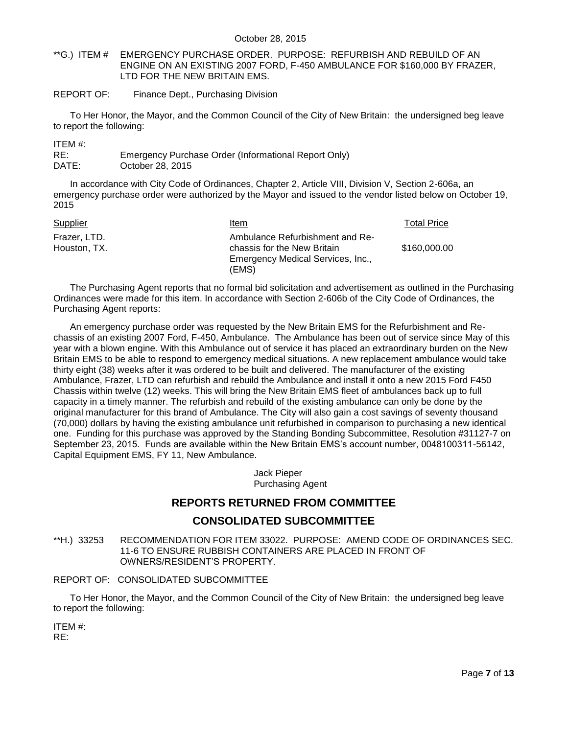**G.) ITEM # EMERGENCY PURCHASE ORDER. PURPOSE: REFURBISH AND REBUILD OF AN ENGINE ON AN EXISTING 2007 FORD, F-450 AMBULANCE FOR $160,000 BY FRAZER, LTD FOR THE NEW BRITAIN EMS.

REPORT OF: Finance Dept., Purchasing Division

To Her Honor, the Mayor, and the Common Council of the City of New Britain: the undersigned beg leave to report the following:

ITEM #:
RE: Emergency Purchase Order (Informational Report Only)
DATE: October 28, 2015

In accordance with City Code of Ordinances, Chapter 2, Article VIII, Division V, Section 2-606a, an emergency purchase order were authorized by the Mayor and issued to the vendor listed below on October 19, 2015

| Supplier | Item | Total Price |
|---|---|---|
| Frazer, LTD. Houston, TX. | Ambulance Refurbishment and Re-chassis for the New Britain Emergency Medical Services, Inc., (EMS) | $160,000.00 |

The Purchasing Agent reports that no formal bid solicitation and advertisement as outlined in the Purchasing Ordinances were made for this item. In accordance with Section 2-606b of the City Code of Ordinances, the Purchasing Agent reports:

An emergency purchase order was requested by the New Britain EMS for the Refurbishment and Re-chassis of an existing 2007 Ford, F-450, Ambulance. The Ambulance has been out of service since May of this year with a blown engine. With this Ambulance out of service it has placed an extraordinary burden on the New Britain EMS to be able to respond to emergency medical situations. A new replacement ambulance would take thirty eight (38) weeks after it was ordered to be built and delivered. The manufacturer of the existing Ambulance, Frazer, LTD can refurbish and rebuild the Ambulance and install it onto a new 2015 Ford F450 Chassis within twelve (12) weeks. This will bring the New Britain EMS fleet of ambulances back up to full capacity in a timely manner. The refurbish and rebuild of the existing ambulance can only be done by the original manufacturer for this brand of Ambulance. The City will also gain a cost savings of seventy thousand (70,000) dollars by having the existing ambulance unit refurbished in comparison to purchasing a new identical one. Funding for this purchase was approved by the Standing Bonding Subcommittee, Resolution #31127-7 on September 23, 2015. Funds are available within the New Britain EMS's account number, 0048100311-56142, Capital Equipment EMS, FY 11, New Ambulance.

Jack Pieper
Purchasing Agent

## REPORTS RETURNED FROM COMMITTEE

## CONSOLIDATED SUBCOMMITTEE

**H.) 33253 RECOMMENDATION FOR ITEM 33022. PURPOSE: AMEND CODE OF ORDINANCES SEC. 11-6 TO ENSURE RUBBISH CONTAINERS ARE PLACED IN FRONT OF OWNERS/RESIDENT'S PROPERTY.

REPORT OF: CONSOLIDATED SUBCOMMITTEE

To Her Honor, the Mayor, and the Common Council of the City of New Britain: the undersigned beg leave to report the following:

ITEM #:
RE: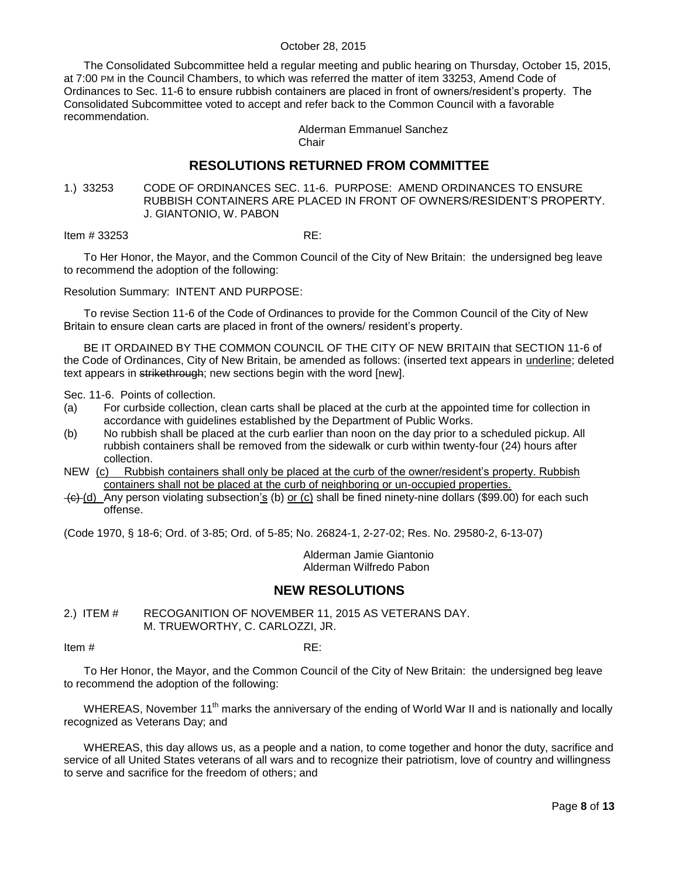October 28, 2015

The Consolidated Subcommittee held a regular meeting and public hearing on Thursday, October 15, 2015, at 7:00 PM in the Council Chambers, to which was referred the matter of item 33253, Amend Code of Ordinances to Sec. 11-6 to ensure rubbish containers are placed in front of owners/resident's property. The Consolidated Subcommittee voted to accept and refer back to the Common Council with a favorable recommendation.

Alderman Emmanuel Sanchez
Chair

## RESOLUTIONS RETURNED FROM COMMITTEE

1.) 33253 CODE OF ORDINANCES SEC. 11-6. PURPOSE: AMEND ORDINANCES TO ENSURE RUBBISH CONTAINERS ARE PLACED IN FRONT OF OWNERS/RESIDENT'S PROPERTY. J. GIANTONIO, W. PABON

Item # 33253 RE:

To Her Honor, the Mayor, and the Common Council of the City of New Britain: the undersigned beg leave to recommend the adoption of the following:

Resolution Summary: INTENT AND PURPOSE:

To revise Section 11-6 of the Code of Ordinances to provide for the Common Council of the City of New Britain to ensure clean carts are placed in front of the owners/ resident's property.

BE IT ORDAINED BY THE COMMON COUNCIL OF THE CITY OF NEW BRITAIN that SECTION 11-6 of the Code of Ordinances, City of New Britain, be amended as follows: (inserted text appears in <u>underline</u>; deleted text appears in ~~strikethrough~~; new sections begin with the word [new].

Sec. 11-6. Points of collection.

(a) For curbside collection, clean carts shall be placed at the curb at the appointed time for collection in accordance with guidelines established by the Department of Public Works.

(b) No rubbish shall be placed at the curb earlier than noon on the day prior to a scheduled pickup. All rubbish containers shall be removed from the sidewalk or curb within twenty-four (24) hours after collection.

NEW <u>(c) Rubbish containers shall only be placed at the curb of the owner/resident's property. Rubbish containers shall not be placed at the curb of neighboring or un-occupied properties.</u>

~~(c)~~ <u>(d)</u> Any person violating subsection<u>'s</u> (b) <u>or (c)</u> shall be fined ninety-nine dollars ($99.00) for each such offense.

(Code 1970, § 18-6; Ord. of 3-85; Ord. of 5-85; No. 26824-1, 2-27-02; Res. No. 29580-2, 6-13-07)

Alderman Jamie Giantonio
Alderman Wilfredo Pabon

## NEW RESOLUTIONS

2.) ITEM # RECOGANITION OF NOVEMBER 11, 2015 AS VETERANS DAY. M. TRUEWORTHY, C. CARLOZZI, JR.

Item # RE:

To Her Honor, the Mayor, and the Common Council of the City of New Britain: the undersigned beg leave to recommend the adoption of the following:

WHEREAS, November 11th marks the anniversary of the ending of World War II and is nationally and locally recognized as Veterans Day; and

WHEREAS, this day allows us, as a people and a nation, to come together and honor the duty, sacrifice and service of all United States veterans of all wars and to recognize their patriotism, love of country and willingness to serve and sacrifice for the freedom of others; and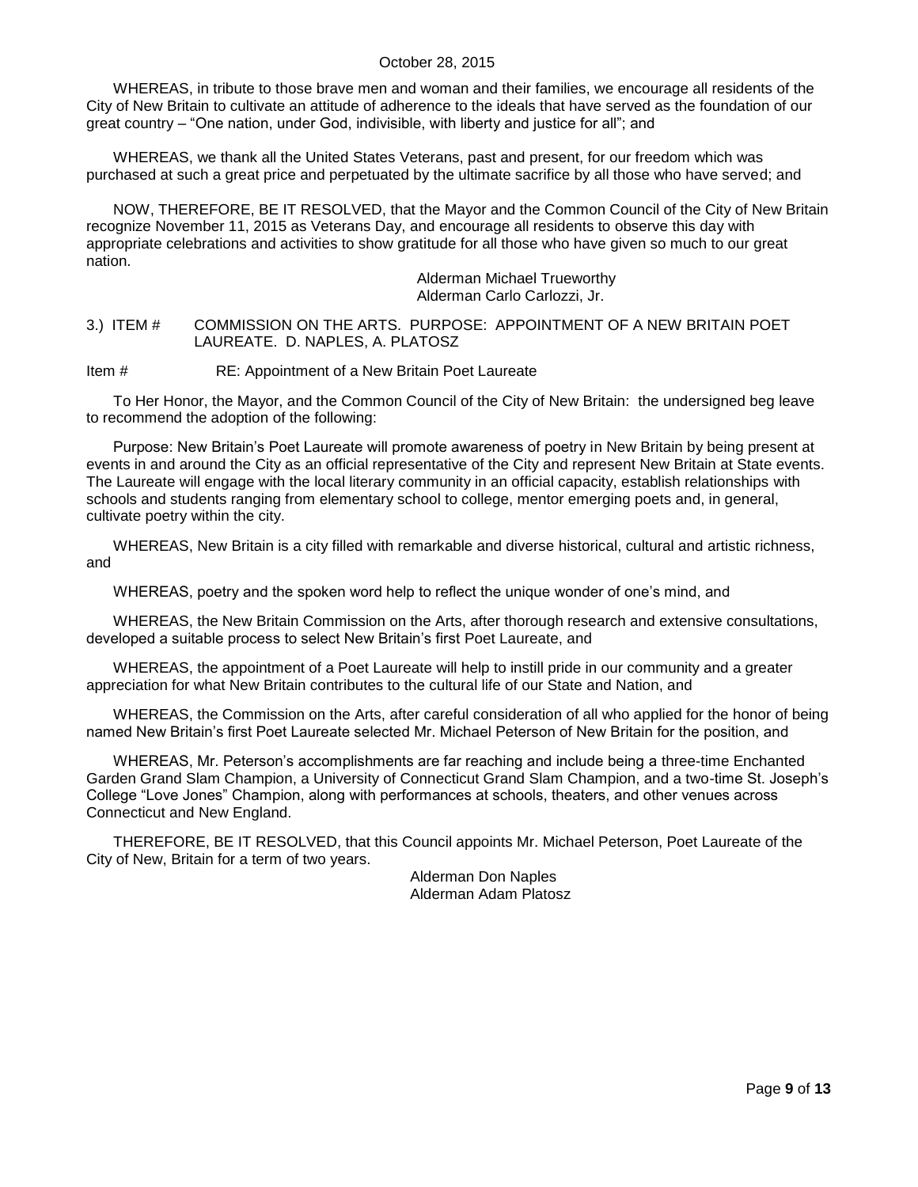WHEREAS, in tribute to those brave men and woman and their families, we encourage all residents of the City of New Britain to cultivate an attitude of adherence to the ideals that have served as the foundation of our great country – "One nation, under God, indivisible, with liberty and justice for all"; and

WHEREAS, we thank all the United States Veterans, past and present, for our freedom which was purchased at such a great price and perpetuated by the ultimate sacrifice by all those who have served; and

NOW, THEREFORE, BE IT RESOLVED, that the Mayor and the Common Council of the City of New Britain recognize November 11, 2015 as Veterans Day, and encourage all residents to observe this day with appropriate celebrations and activities to show gratitude for all those who have given so much to our great nation.

Alderman Michael Trueworthy
Alderman Carlo Carlozzi, Jr.

3.) ITEM # COMMISSION ON THE ARTS. PURPOSE: APPOINTMENT OF A NEW BRITAIN POET LAUREATE. D. NAPLES, A. PLATOSZ

Item # RE: Appointment of a New Britain Poet Laureate

To Her Honor, the Mayor, and the Common Council of the City of New Britain: the undersigned beg leave to recommend the adoption of the following:

Purpose: New Britain's Poet Laureate will promote awareness of poetry in New Britain by being present at events in and around the City as an official representative of the City and represent New Britain at State events. The Laureate will engage with the local literary community in an official capacity, establish relationships with schools and students ranging from elementary school to college, mentor emerging poets and, in general, cultivate poetry within the city.

WHEREAS, New Britain is a city filled with remarkable and diverse historical, cultural and artistic richness, and

WHEREAS, poetry and the spoken word help to reflect the unique wonder of one's mind, and

WHEREAS, the New Britain Commission on the Arts, after thorough research and extensive consultations, developed a suitable process to select New Britain's first Poet Laureate, and

WHEREAS, the appointment of a Poet Laureate will help to instill pride in our community and a greater appreciation for what New Britain contributes to the cultural life of our State and Nation, and

WHEREAS, the Commission on the Arts, after careful consideration of all who applied for the honor of being named New Britain's first Poet Laureate selected Mr. Michael Peterson of New Britain for the position, and

WHEREAS, Mr. Peterson's accomplishments are far reaching and include being a three-time Enchanted Garden Grand Slam Champion, a University of Connecticut Grand Slam Champion, and a two-time St. Joseph's College "Love Jones" Champion, along with performances at schools, theaters, and other venues across Connecticut and New England.

THEREFORE, BE IT RESOLVED, that this Council appoints Mr. Michael Peterson, Poet Laureate of the City of New, Britain for a term of two years.

Alderman Don Naples
Alderman Adam Platosz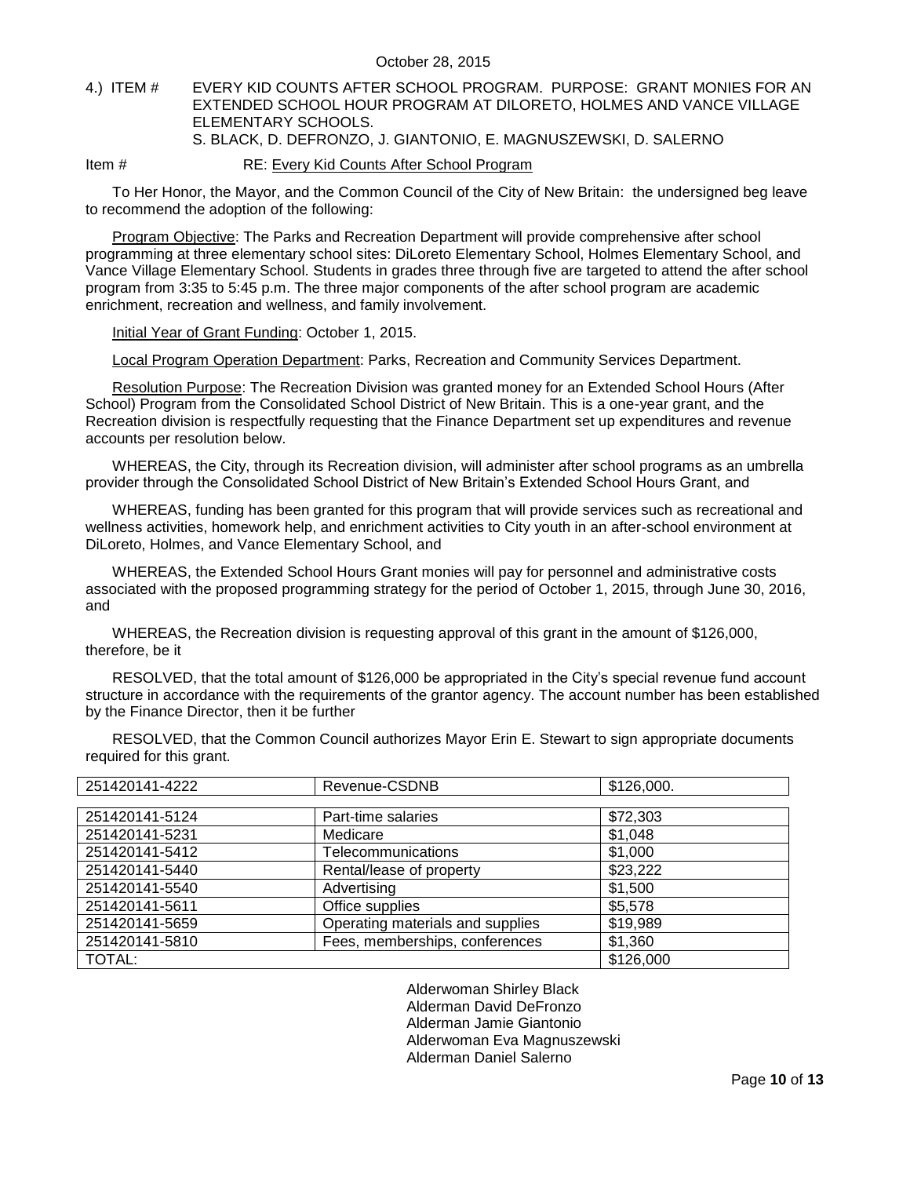October 28, 2015

4.) ITEM # EVERY KID COUNTS AFTER SCHOOL PROGRAM. PURPOSE: GRANT MONIES FOR AN EXTENDED SCHOOL HOUR PROGRAM AT DILORETO, HOLMES AND VANCE VILLAGE ELEMENTARY SCHOOLS.
S. BLACK, D. DEFRONZO, J. GIANTONIO, E. MAGNUSZEWSKI, D. SALERNO

Item # RE: Every Kid Counts After School Program

To Her Honor, the Mayor, and the Common Council of the City of New Britain: the undersigned beg leave to recommend the adoption of the following:

Program Objective: The Parks and Recreation Department will provide comprehensive after school programming at three elementary school sites: DiLoreto Elementary School, Holmes Elementary School, and Vance Village Elementary School. Students in grades three through five are targeted to attend the after school program from 3:35 to 5:45 p.m. The three major components of the after school program are academic enrichment, recreation and wellness, and family involvement.

Initial Year of Grant Funding: October 1, 2015.

Local Program Operation Department: Parks, Recreation and Community Services Department.

Resolution Purpose: The Recreation Division was granted money for an Extended School Hours (After School) Program from the Consolidated School District of New Britain. This is a one-year grant, and the Recreation division is respectfully requesting that the Finance Department set up expenditures and revenue accounts per resolution below.

WHEREAS, the City, through its Recreation division, will administer after school programs as an umbrella provider through the Consolidated School District of New Britain's Extended School Hours Grant, and

WHEREAS, funding has been granted for this program that will provide services such as recreational and wellness activities, homework help, and enrichment activities to City youth in an after-school environment at DiLoreto, Holmes, and Vance Elementary School, and

WHEREAS, the Extended School Hours Grant monies will pay for personnel and administrative costs associated with the proposed programming strategy for the period of October 1, 2015, through June 30, 2016, and

WHEREAS, the Recreation division is requesting approval of this grant in the amount of $126,000, therefore, be it

RESOLVED, that the total amount of $126,000 be appropriated in the City's special revenue fund account structure in accordance with the requirements of the grantor agency. The account number has been established by the Finance Director, then it be further

RESOLVED, that the Common Council authorizes Mayor Erin E. Stewart to sign appropriate documents required for this grant.

| 251420141-4222 | Revenue-CSDNB | $126,000. |
|---|---|---|

| 251420141-5124 | Part-time salaries | $72,303 |
|---|---|---|
| 251420141-5231 | Medicare | $1,048 |
| 251420141-5412 | Telecommunications | $1,000 |
| 251420141-5440 | Rental/lease of property | $23,222 |
| 251420141-5540 | Advertising | $1,500 |
| 251420141-5611 | Office supplies | $5,578 |
| 251420141-5659 | Operating materials and supplies | $19,989 |
| 251420141-5810 | Fees, memberships, conferences | $1,360 |
| TOTAL: | | $126,000 |

Alderwoman Shirley Black
Alderman David DeFronzo
Alderman Jamie Giantonio
Alderwoman Eva Magnuszewski
Alderman Daniel Salerno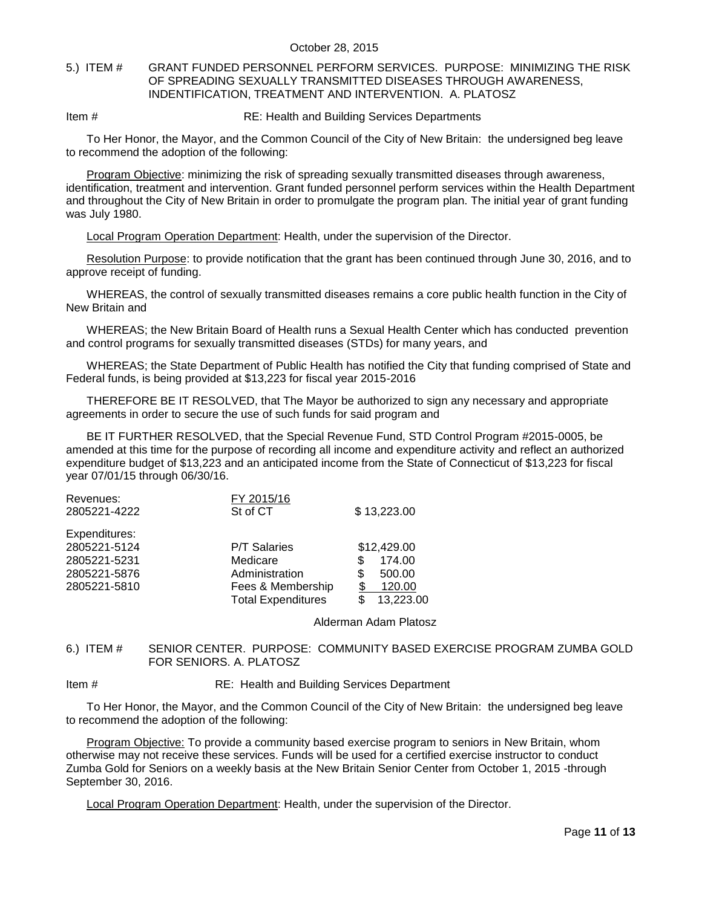October 28, 2015

5.) ITEM # GRANT FUNDED PERSONNEL PERFORM SERVICES. PURPOSE: MINIMIZING THE RISK OF SPREADING SEXUALLY TRANSMITTED DISEASES THROUGH AWARENESS, INDENTIFICATION, TREATMENT AND INTERVENTION. A. PLATOSZ

Item # RE: Health and Building Services Departments

To Her Honor, the Mayor, and the Common Council of the City of New Britain: the undersigned beg leave to recommend the adoption of the following:

Program Objective: minimizing the risk of spreading sexually transmitted diseases through awareness, identification, treatment and intervention. Grant funded personnel perform services within the Health Department and throughout the City of New Britain in order to promulgate the program plan. The initial year of grant funding was July 1980.

Local Program Operation Department: Health, under the supervision of the Director.

Resolution Purpose: to provide notification that the grant has been continued through June 30, 2016, and to approve receipt of funding.

WHEREAS, the control of sexually transmitted diseases remains a core public health function in the City of New Britain and

WHEREAS; the New Britain Board of Health runs a Sexual Health Center which has conducted prevention and control programs for sexually transmitted diseases (STDs) for many years, and

WHEREAS; the State Department of Public Health has notified the City that funding comprised of State and Federal funds, is being provided at $13,223 for fiscal year 2015-2016

THEREFORE BE IT RESOLVED, that The Mayor be authorized to sign any necessary and appropriate agreements in order to secure the use of such funds for said program and

BE IT FURTHER RESOLVED, that the Special Revenue Fund, STD Control Program #2015-0005, be amended at this time for the purpose of recording all income and expenditure activity and reflect an authorized expenditure budget of $13,223 and an anticipated income from the State of Connecticut of $13,223 for fiscal year 07/01/15 through 06/30/16.

| Revenues: | FY 2015/16 | |
|---|---|---|
| 2805221-4222 | St of CT | $ 13,223.00 |
| Expenditures: | | |
| 2805221-5124 | P/T Salaries | $12,429.00 |
| 2805221-5231 | Medicare | $ 174.00 |
| 2805221-5876 | Administration | $ 500.00 |
| 2805221-5810 | Fees & Membership | $ 120.00 |
| | Total Expenditures | $ 13,223.00 |

Alderman Adam Platosz

6.) ITEM # SENIOR CENTER. PURPOSE: COMMUNITY BASED EXERCISE PROGRAM ZUMBA GOLD FOR SENIORS. A. PLATOSZ

Item # RE: Health and Building Services Department

To Her Honor, the Mayor, and the Common Council of the City of New Britain: the undersigned beg leave to recommend the adoption of the following:

Program Objective: To provide a community based exercise program to seniors in New Britain, whom otherwise may not receive these services. Funds will be used for a certified exercise instructor to conduct Zumba Gold for Seniors on a weekly basis at the New Britain Senior Center from October 1, 2015 -through September 30, 2016.

Local Program Operation Department: Health, under the supervision of the Director.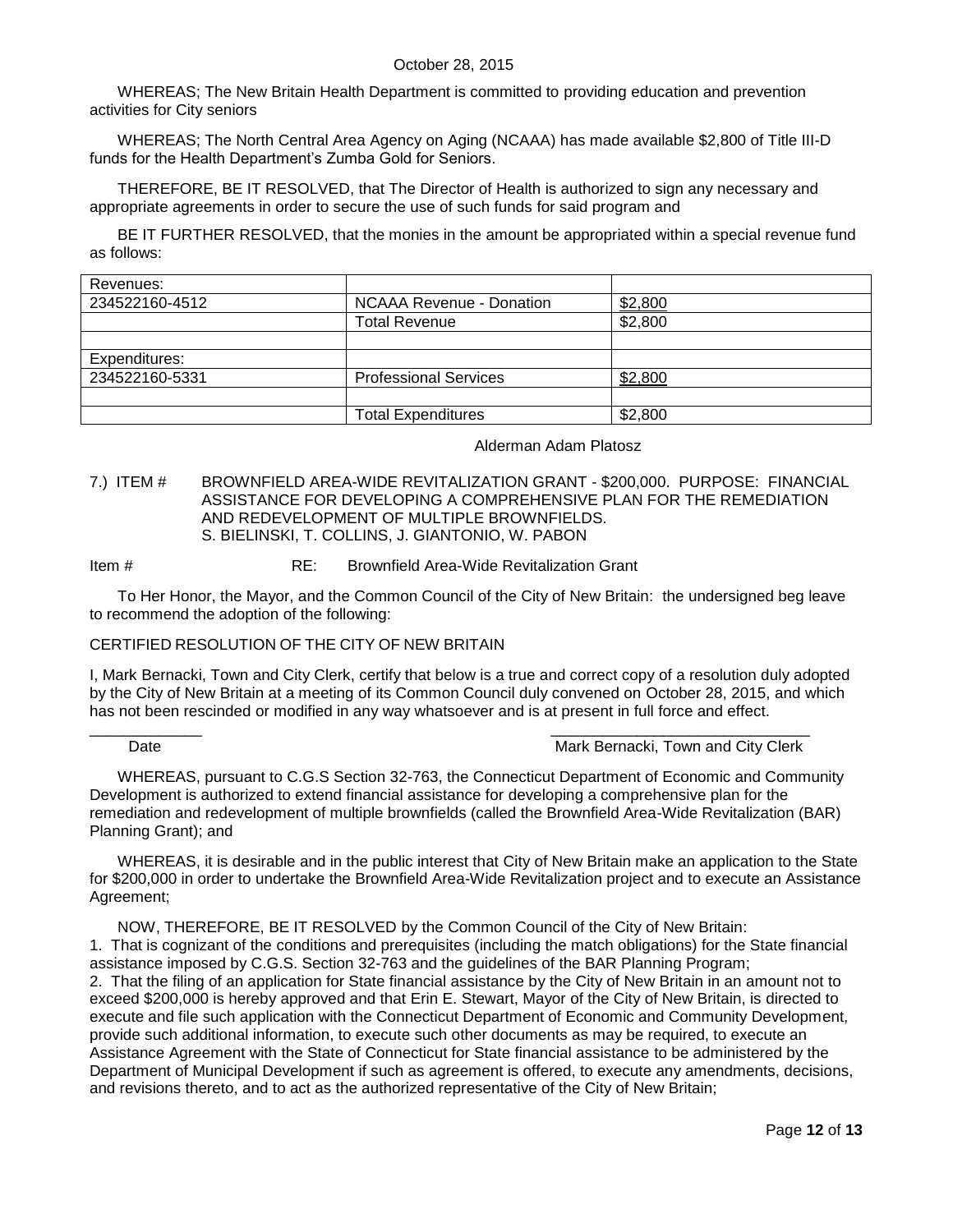October 28, 2015

WHEREAS; The New Britain Health Department is committed to providing education and prevention activities for City seniors

WHEREAS; The North Central Area Agency on Aging (NCAAA) has made available $2,800 of Title III-D funds for the Health Department's Zumba Gold for Seniors.

THEREFORE, BE IT RESOLVED, that The Director of Health is authorized to sign any necessary and appropriate agreements in order to secure the use of such funds for said program and

BE IT FURTHER RESOLVED, that the monies in the amount be appropriated within a special revenue fund as follows:

| Revenues: | | |
|---|---|---|
| 234522160-4512 | NCAAA Revenue - Donation | $2,800 |
| | Total Revenue | $2,800 |
| | | |
| Expenditures: | | |
| 234522160-5331 | Professional Services | $2,800 |
| | | |
| | Total Expenditures | $2,800 |

Alderman Adam Platosz

7.) ITEM # BROWNFIELD AREA-WIDE REVITALIZATION GRANT - $200,000. PURPOSE: FINANCIAL ASSISTANCE FOR DEVELOPING A COMPREHENSIVE PLAN FOR THE REMEDIATION AND REDEVELOPMENT OF MULTIPLE BROWNFIELDS.
S. BIELINSKI, T. COLLINS, J. GIANTONIO, W. PABON

Item # RE: Brownfield Area-Wide Revitalization Grant

To Her Honor, the Mayor, and the Common Council of the City of New Britain: the undersigned beg leave to recommend the adoption of the following:

CERTIFIED RESOLUTION OF THE CITY OF NEW BRITAIN

I, Mark Bernacki, Town and City Clerk, certify that below is a true and correct copy of a resolution duly adopted by the City of New Britain at a meeting of its Common Council duly convened on October 28, 2015, and which has not been rescinded or modified in any way whatsoever and is at present in full force and effect.

_____________ ______________________________
Date Mark Bernacki, Town and City Clerk

WHEREAS, pursuant to C.G.S Section 32-763, the Connecticut Department of Economic and Community Development is authorized to extend financial assistance for developing a comprehensive plan for the remediation and redevelopment of multiple brownfields (called the Brownfield Area-Wide Revitalization (BAR) Planning Grant); and

WHEREAS, it is desirable and in the public interest that City of New Britain make an application to the State for $200,000 in order to undertake the Brownfield Area-Wide Revitalization project and to execute an Assistance Agreement;

NOW, THEREFORE, BE IT RESOLVED by the Common Council of the City of New Britain:

1. That is cognizant of the conditions and prerequisites (including the match obligations) for the State financial assistance imposed by C.G.S. Section 32-763 and the guidelines of the BAR Planning Program;
2. That the filing of an application for State financial assistance by the City of New Britain in an amount not to exceed $200,000 is hereby approved and that Erin E. Stewart, Mayor of the City of New Britain, is directed to execute and file such application with the Connecticut Department of Economic and Community Development, provide such additional information, to execute such other documents as may be required, to execute an Assistance Agreement with the State of Connecticut for State financial assistance to be administered by the Department of Municipal Development if such as agreement is offered, to execute any amendments, decisions, and revisions thereto, and to act as the authorized representative of the City of New Britain;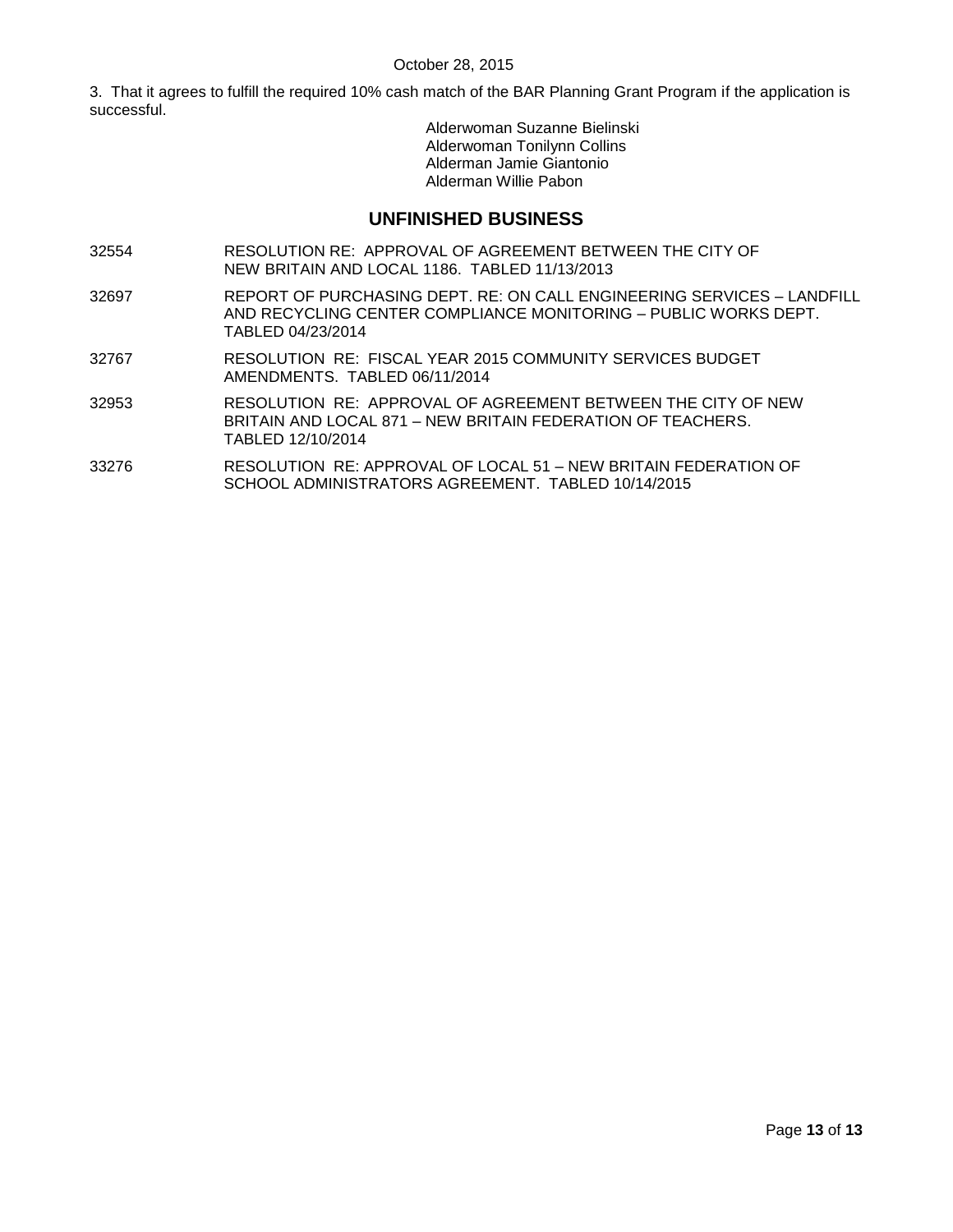3. That it agrees to fulfill the required 10% cash match of the BAR Planning Grant Program if the application is successful.

Alderwoman Suzanne Bielinski
Alderwoman Tonilynn Collins
Alderman Jamie Giantonio
Alderman Willie Pabon

## UNFINISHED BUSINESS

32554 RESOLUTION RE: APPROVAL OF AGREEMENT BETWEEN THE CITY OF NEW BRITAIN AND LOCAL 1186. TABLED 11/13/2013

32697 REPORT OF PURCHASING DEPT. RE: ON CALL ENGINEERING SERVICES – LANDFILL AND RECYCLING CENTER COMPLIANCE MONITORING – PUBLIC WORKS DEPT. TABLED 04/23/2014

32767 RESOLUTION RE: FISCAL YEAR 2015 COMMUNITY SERVICES BUDGET AMENDMENTS. TABLED 06/11/2014

32953 RESOLUTION RE: APPROVAL OF AGREEMENT BETWEEN THE CITY OF NEW BRITAIN AND LOCAL 871 – NEW BRITAIN FEDERATION OF TEACHERS. TABLED 12/10/2014

33276 RESOLUTION RE: APPROVAL OF LOCAL 51 – NEW BRITAIN FEDERATION OF SCHOOL ADMINISTRATORS AGREEMENT. TABLED 10/14/2015